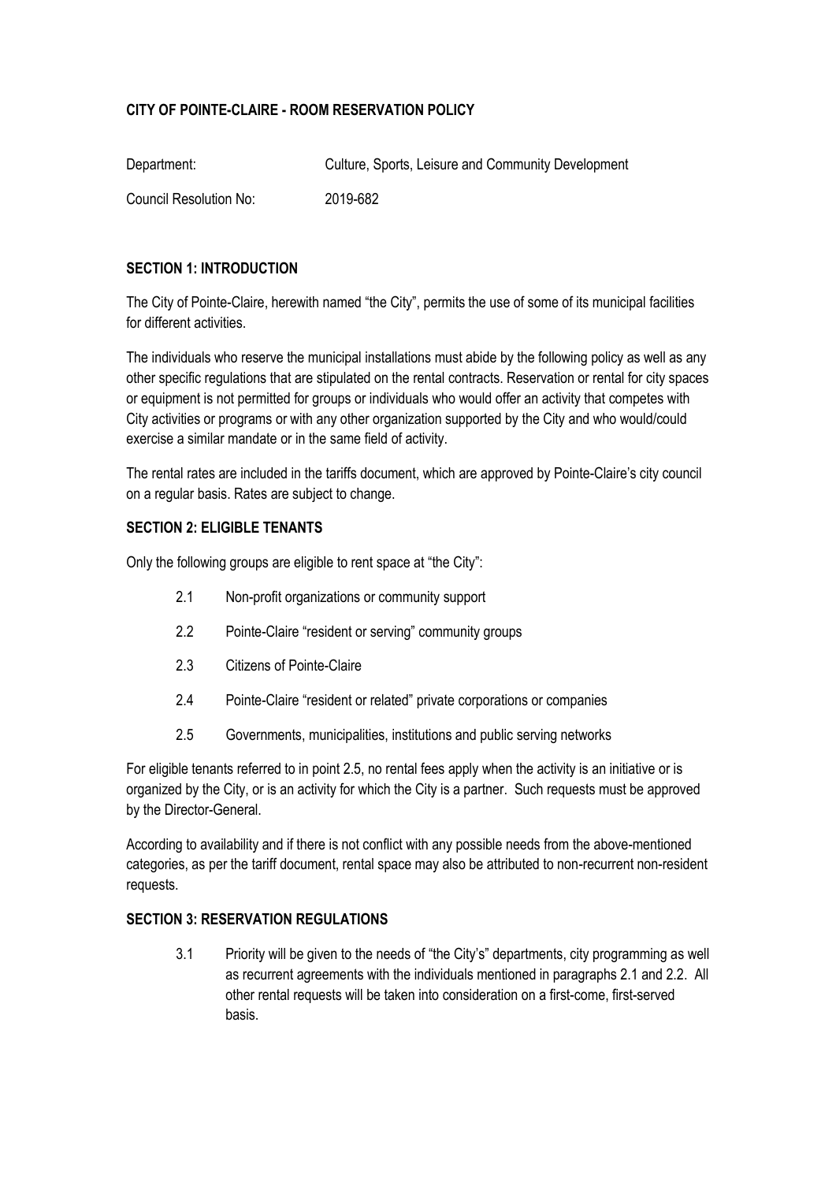# CITY OF POINTE-CLAIRE - ROOM RESERVATION POLICY

Department: Culture, Sports, Leisure and Community Development

Council Resolution No: 2019-682

## SECTION 1: INTRODUCTION

The City of Pointe-Claire, herewith named "the City", permits the use of some of its municipal facilities for different activities.

The individuals who reserve the municipal installations must abide by the following policy as well as any other specific regulations that are stipulated on the rental contracts. Reservation or rental for city spaces or equipment is not permitted for groups or individuals who would offer an activity that competes with City activities or programs or with any other organization supported by the City and who would/could exercise a similar mandate or in the same field of activity.

The rental rates are included in the tariffs document, which are approved by Pointe-Claire's city council on a regular basis. Rates are subject to change.

## SECTION 2: ELIGIBLE TENANTS

Only the following groups are eligible to rent space at "the City":

- 2.1 Non-profit organizations or community support
- 2.2 Pointe-Claire "resident or serving" community groups
- 2.3 Citizens of Pointe-Claire
- 2.4 Pointe-Claire "resident or related" private corporations or companies
- 2.5 Governments, municipalities, institutions and public serving networks

For eligible tenants referred to in point 2.5, no rental fees apply when the activity is an initiative or is organized by the City, or is an activity for which the City is a partner. Such requests must be approved by the Director-General.

According to availability and if there is not conflict with any possible needs from the above-mentioned categories, as per the tariff document, rental space may also be attributed to non-recurrent non-resident requests.

## SECTION 3: RESERVATION REGULATIONS

- 3.1 Priority will be given to the needs of "the City's" departments, city programming as well as recurrent agreements with the individuals mentioned in paragraphs 2.1 and 2.2. All other rental requests will be taken into consideration on a first-come, first-served basis.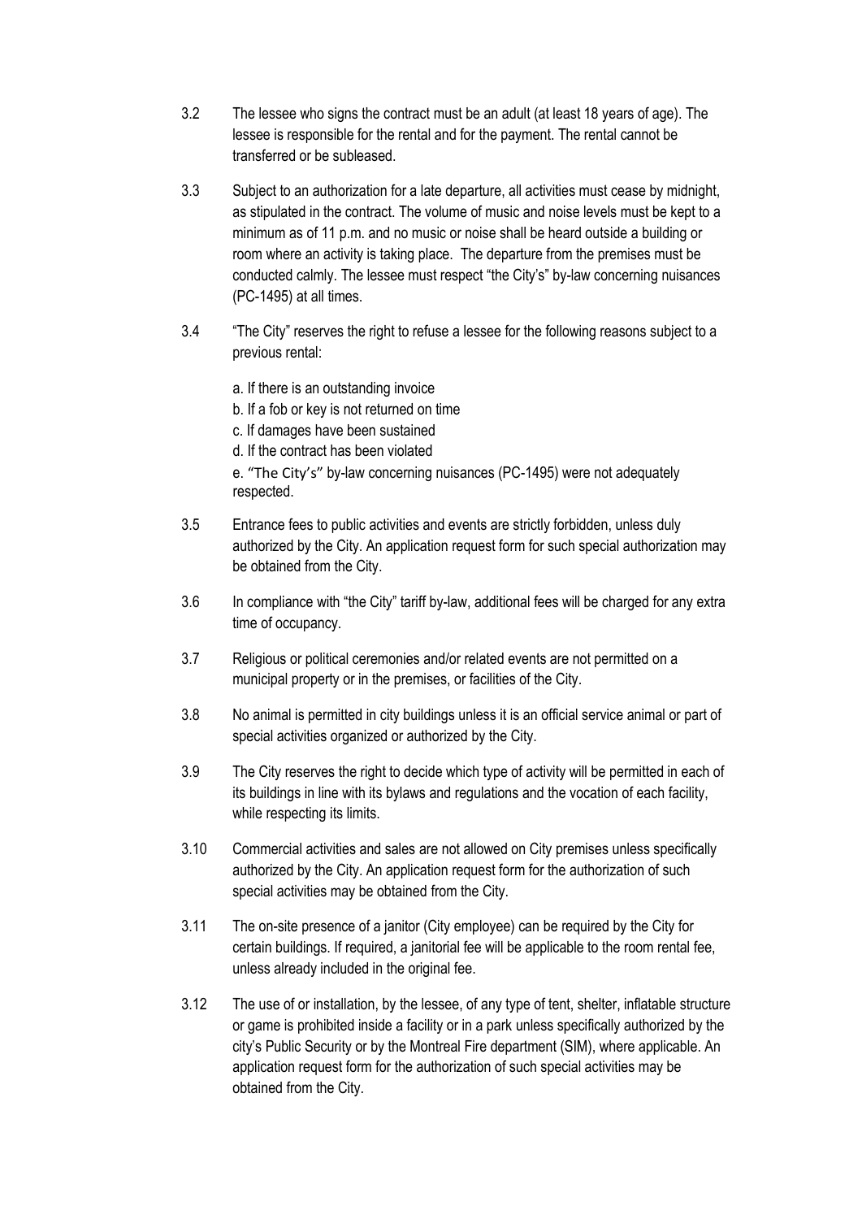3.2 The lessee who signs the contract must be an adult (at least 18 years of age). The lessee is responsible for the rental and for the payment. The rental cannot be transferred or be subleased.

3.3 Subject to an authorization for a late departure, all activities must cease by midnight, as stipulated in the contract. The volume of music and noise levels must be kept to a minimum as of 11 p.m. and no music or noise shall be heard outside a building or room where an activity is taking place. The departure from the premises must be conducted calmly. The lessee must respect "the City's" by-law concerning nuisances (PC-1495) at all times.

3.4 "The City" reserves the right to refuse a lessee for the following reasons subject to a previous rental:

a. If there is an outstanding invoice
b. If a fob or key is not returned on time
c. If damages have been sustained
d. If the contract has been violated
e. "The City's" by-law concerning nuisances (PC-1495) were not adequately respected.

3.5 Entrance fees to public activities and events are strictly forbidden, unless duly authorized by the City. An application request form for such special authorization may be obtained from the City.

3.6 In compliance with "the City" tariff by-law, additional fees will be charged for any extra time of occupancy.

3.7 Religious or political ceremonies and/or related events are not permitted on a municipal property or in the premises, or facilities of the City.

3.8 No animal is permitted in city buildings unless it is an official service animal or part of special activities organized or authorized by the City.

3.9 The City reserves the right to decide which type of activity will be permitted in each of its buildings in line with its bylaws and regulations and the vocation of each facility, while respecting its limits.

3.10 Commercial activities and sales are not allowed on City premises unless specifically authorized by the City. An application request form for the authorization of such special activities may be obtained from the City.

3.11 The on-site presence of a janitor (City employee) can be required by the City for certain buildings. If required, a janitorial fee will be applicable to the room rental fee, unless already included in the original fee.

3.12 The use of or installation, by the lessee, of any type of tent, shelter, inflatable structure or game is prohibited inside a facility or in a park unless specifically authorized by the city's Public Security or by the Montreal Fire department (SIM), where applicable. An application request form for the authorization of such special activities may be obtained from the City.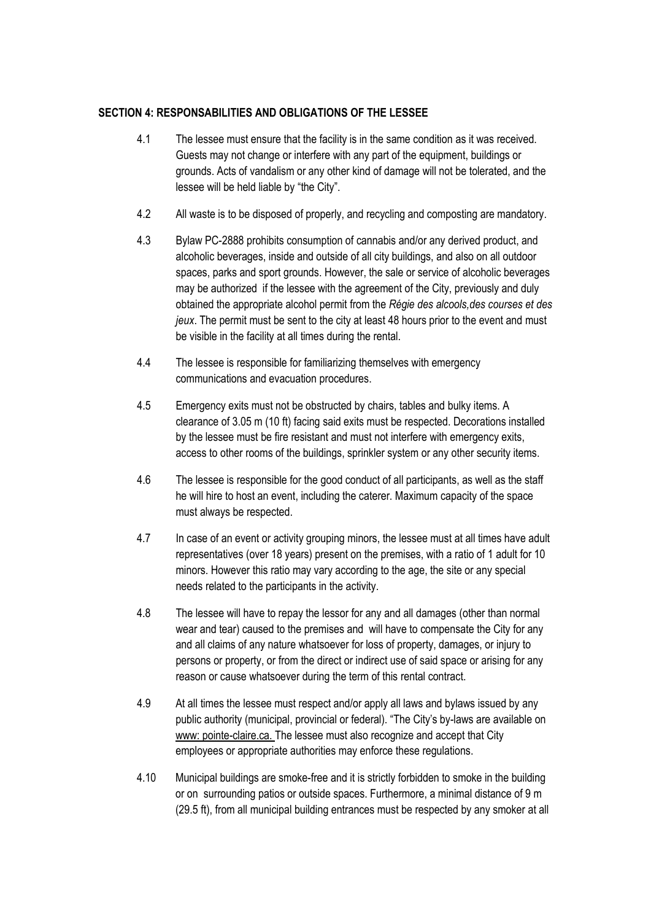## SECTION 4: RESPONSABILITIES AND OBLIGATIONS OF THE LESSEE

4.1 The lessee must ensure that the facility is in the same condition as it was received. Guests may not change or interfere with any part of the equipment, buildings or grounds. Acts of vandalism or any other kind of damage will not be tolerated, and the lessee will be held liable by "the City".

4.2 All waste is to be disposed of properly, and recycling and composting are mandatory.

4.3 Bylaw PC-2888 prohibits consumption of cannabis and/or any derived product, and alcoholic beverages, inside and outside of all city buildings, and also on all outdoor spaces, parks and sport grounds. However, the sale or service of alcoholic beverages may be authorized if the lessee with the agreement of the City, previously and duly obtained the appropriate alcohol permit from the *Régie des alcools,des courses et des jeux*. The permit must be sent to the city at least 48 hours prior to the event and must be visible in the facility at all times during the rental.

4.4 The lessee is responsible for familiarizing themselves with emergency communications and evacuation procedures.

4.5 Emergency exits must not be obstructed by chairs, tables and bulky items. A clearance of 3.05 m (10 ft) facing said exits must be respected. Decorations installed by the lessee must be fire resistant and must not interfere with emergency exits, access to other rooms of the buildings, sprinkler system or any other security items.

4.6 The lessee is responsible for the good conduct of all participants, as well as the staff he will hire to host an event, including the caterer. Maximum capacity of the space must always be respected.

4.7 In case of an event or activity grouping minors, the lessee must at all times have adult representatives (over 18 years) present on the premises, with a ratio of 1 adult for 10 minors. However this ratio may vary according to the age, the site or any special needs related to the participants in the activity.

4.8 The lessee will have to repay the lessor for any and all damages (other than normal wear and tear) caused to the premises and will have to compensate the City for any and all claims of any nature whatsoever for loss of property, damages, or injury to persons or property, or from the direct or indirect use of said space or arising for any reason or cause whatsoever during the term of this rental contract.

4.9 At all times the lessee must respect and/or apply all laws and bylaws issued by any public authority (municipal, provincial or federal). "The City's by-laws are available on www: pointe-claire.ca. The lessee must also recognize and accept that City employees or appropriate authorities may enforce these regulations.

4.10 Municipal buildings are smoke-free and it is strictly forbidden to smoke in the building or on surrounding patios or outside spaces. Furthermore, a minimal distance of 9 m (29.5 ft), from all municipal building entrances must be respected by any smoker at all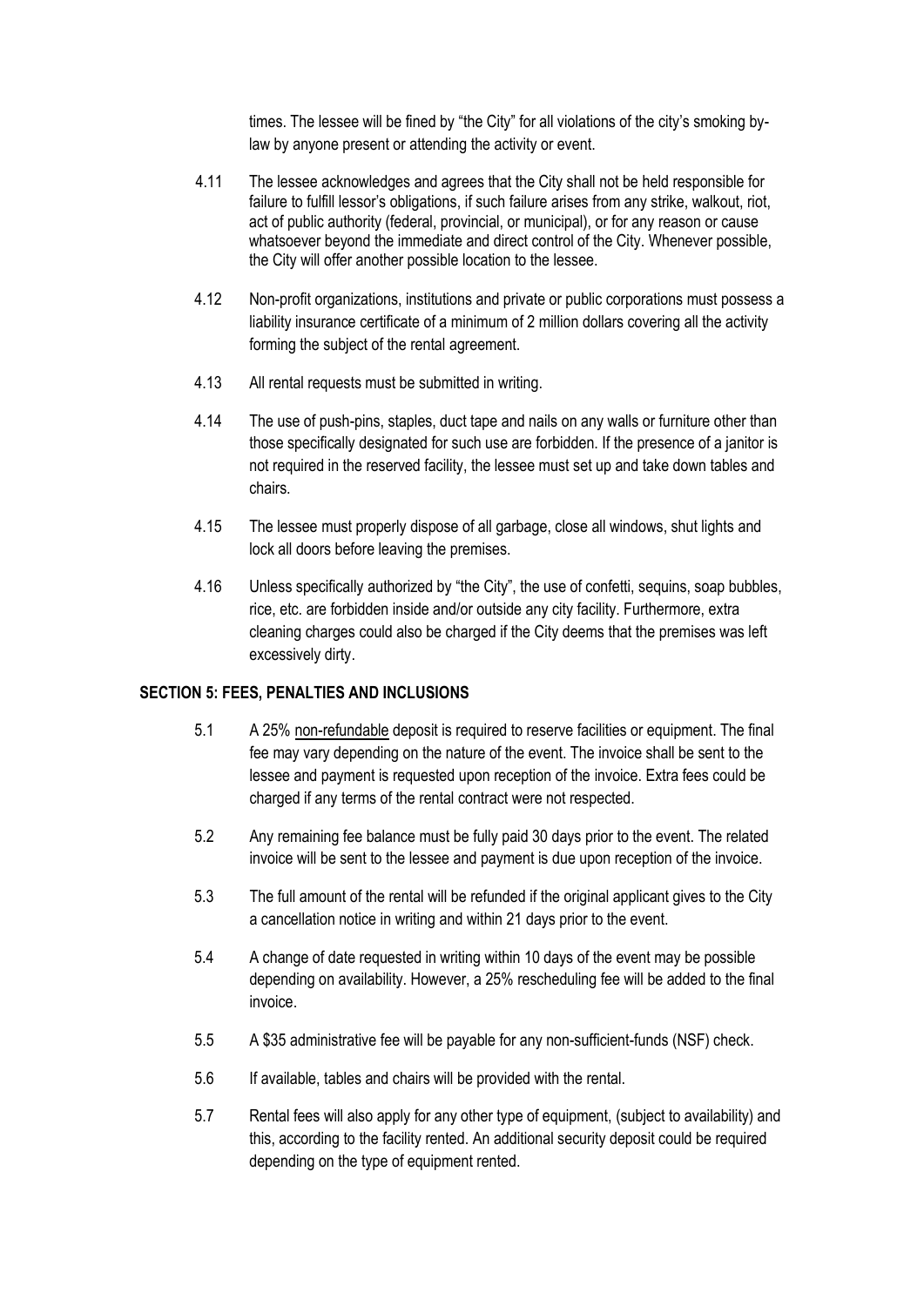times. The lessee will be fined by "the City" for all violations of the city's smoking by-law by anyone present or attending the activity or event.

4.11 The lessee acknowledges and agrees that the City shall not be held responsible for failure to fulfill lessor's obligations, if such failure arises from any strike, walkout, riot, act of public authority (federal, provincial, or municipal), or for any reason or cause whatsoever beyond the immediate and direct control of the City. Whenever possible, the City will offer another possible location to the lessee.

4.12 Non-profit organizations, institutions and private or public corporations must possess a liability insurance certificate of a minimum of 2 million dollars covering all the activity forming the subject of the rental agreement.

4.13 All rental requests must be submitted in writing.

4.14 The use of push-pins, staples, duct tape and nails on any walls or furniture other than those specifically designated for such use are forbidden. If the presence of a janitor is not required in the reserved facility, the lessee must set up and take down tables and chairs.

4.15 The lessee must properly dispose of all garbage, close all windows, shut lights and lock all doors before leaving the premises.

4.16 Unless specifically authorized by "the City", the use of confetti, sequins, soap bubbles, rice, etc. are forbidden inside and/or outside any city facility. Furthermore, extra cleaning charges could also be charged if the City deems that the premises was left excessively dirty.

**SECTION 5: FEES, PENALTIES AND INCLUSIONS**

5.1 A 25% <u>non-refundable</u> deposit is required to reserve facilities or equipment. The final fee may vary depending on the nature of the event. The invoice shall be sent to the lessee and payment is requested upon reception of the invoice. Extra fees could be charged if any terms of the rental contract were not respected.

5.2 Any remaining fee balance must be fully paid 30 days prior to the event. The related invoice will be sent to the lessee and payment is due upon reception of the invoice.

5.3 The full amount of the rental will be refunded if the original applicant gives to the City a cancellation notice in writing and within 21 days prior to the event.

5.4 A change of date requested in writing within 10 days of the event may be possible depending on availability. However, a 25% rescheduling fee will be added to the final invoice.

5.5 A $35 administrative fee will be payable for any non-sufficient-funds (NSF) check.

5.6 If available, tables and chairs will be provided with the rental.

5.7 Rental fees will also apply for any other type of equipment, (subject to availability) and this, according to the facility rented. An additional security deposit could be required depending on the type of equipment rented.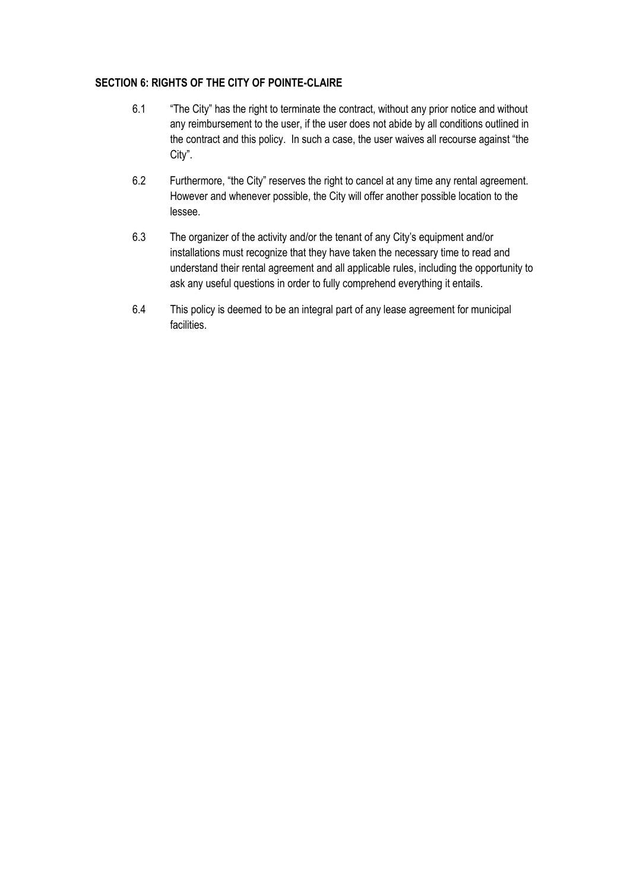**SECTION 6: RIGHTS OF THE CITY OF POINTE-CLAIRE**

6.1 "The City" has the right to terminate the contract, without any prior notice and without any reimbursement to the user, if the user does not abide by all conditions outlined in the contract and this policy. In such a case, the user waives all recourse against "the City".

6.2 Furthermore, "the City" reserves the right to cancel at any time any rental agreement. However and whenever possible, the City will offer another possible location to the lessee.

6.3 The organizer of the activity and/or the tenant of any City's equipment and/or installations must recognize that they have taken the necessary time to read and understand their rental agreement and all applicable rules, including the opportunity to ask any useful questions in order to fully comprehend everything it entails.

6.4 This policy is deemed to be an integral part of any lease agreement for municipal facilities.